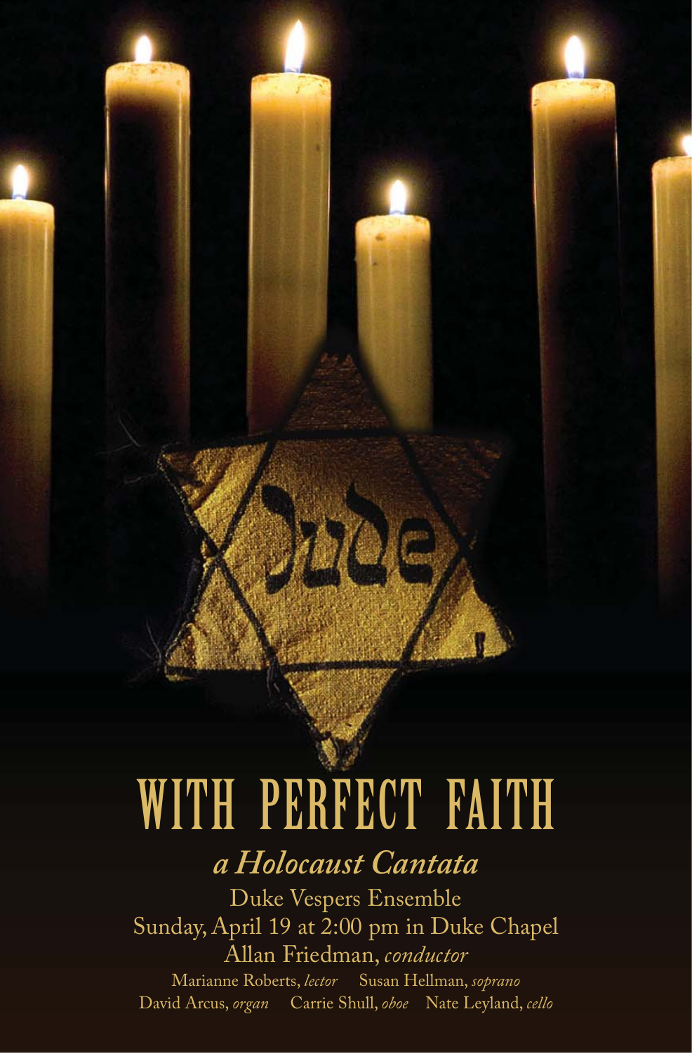# WITH PERFECT FAITH

## *a Holocaust Cantata*

Duke Vespers Ensemble

Sunday, April 19 at 2:00 pm in Duke Chapel

Allan Friedman, *conductor*

Marianne Roberts, *lector* Susan Hellman, *soprano*

David Arcus, *organ* Carrie Shull, *oboe* Nate Leyland, *cello*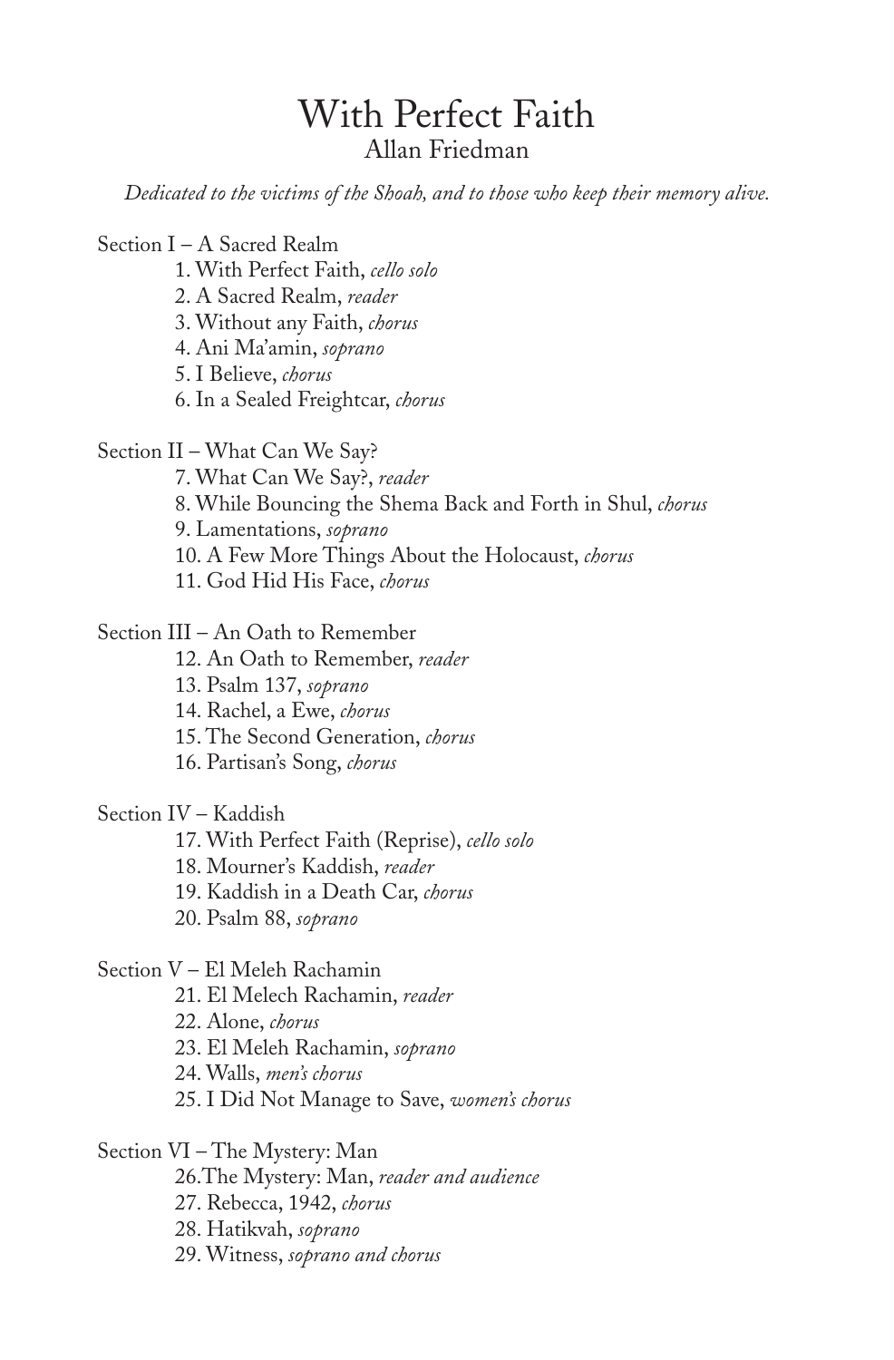# With Perfect Faith

## Allan Friedman

*Dedicated to the victims of the Shoah, and to those who keep their memory alive.*

Section I – A Sacred Realm

1. With Perfect Faith, *cello solo*
2. A Sacred Realm, *reader*
3. Without any Faith, *chorus*
4. Ani Ma'amin, *soprano*
5. I Believe, *chorus*
6. In a Sealed Freightcar, *chorus*

Section II – What Can We Say?

7. What Can We Say?, *reader*
8. While Bouncing the Shema Back and Forth in Shul, *chorus*
9. Lamentations, *soprano*
10. A Few More Things About the Holocaust, *chorus*
11. God Hid His Face, *chorus*

Section III – An Oath to Remember

12. An Oath to Remember, *reader*
13. Psalm 137, *soprano*
14. Rachel, a Ewe, *chorus*
15. The Second Generation, *chorus*
16. Partisan's Song, *chorus*

Section IV – Kaddish

17. With Perfect Faith (Reprise), *cello solo*
18. Mourner's Kaddish, *reader*
19. Kaddish in a Death Car, *chorus*
20. Psalm 88, *soprano*

Section V – El Meleh Rachamin

21. El Melech Rachamin, *reader*
22. Alone, *chorus*
23. El Meleh Rachamin, *soprano*
24. Walls, *men's chorus*
25. I Did Not Manage to Save, *women's chorus*

Section VI – The Mystery: Man

26. The Mystery: Man, *reader and audience*
27. Rebecca, 1942, *chorus*
28. Hatikvah, *soprano*
29. Witness, *soprano and chorus*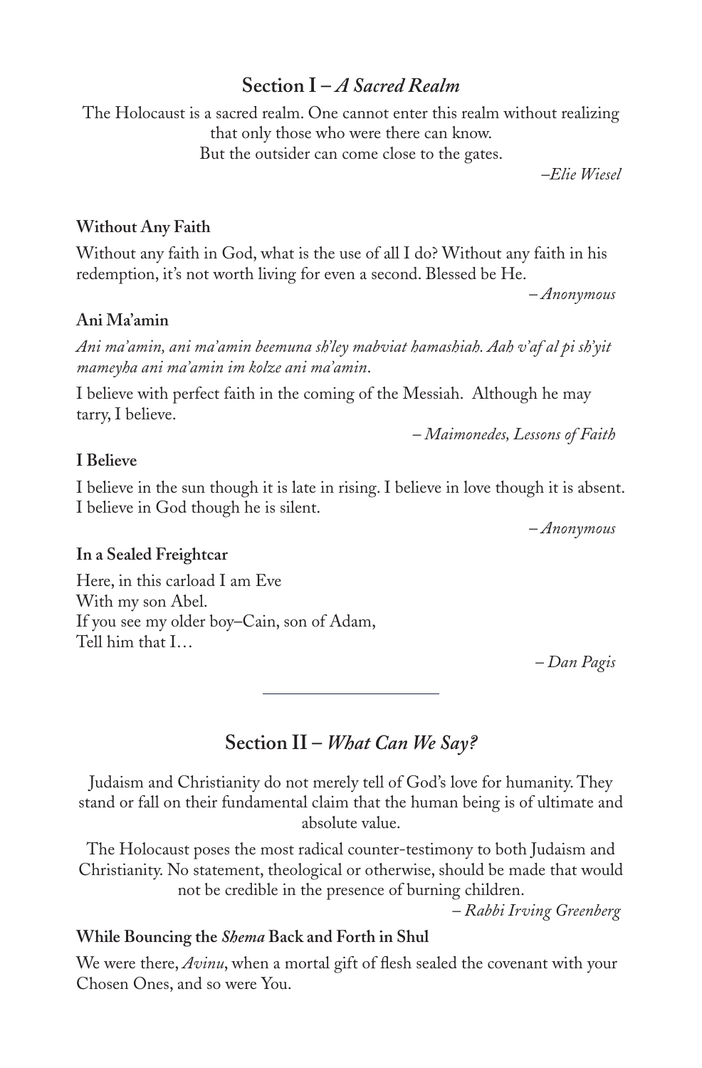## Section I – *A Sacred Realm*

The Holocaust is a sacred realm. One cannot enter this realm without realizing that only those who were there can know.
But the outsider can come close to the gates.

*–Elie Wiesel*

**Without Any Faith**

Without any faith in God, what is the use of all I do? Without any faith in his redemption, it's not worth living for even a second. Blessed be He.

*– Anonymous*

**Ani Ma'amin**

*Ani ma'amin, ani ma'amin beemuna sh'ley mabviat hamashiah. Aah v'af al pi sh'yit mameyha ani ma'amin im kolze ani ma'amin*.

I believe with perfect faith in the coming of the Messiah. Although he may tarry, I believe.

*– Maimonedes, Lessons of Faith*

**I Believe**

I believe in the sun though it is late in rising. I believe in love though it is absent. I believe in God though he is silent.

*– Anonymous*

**In a Sealed Freightcar**

Here, in this carload I am Eve
With my son Abel.
If you see my older boy–Cain, son of Adam,
Tell him that I…

*– Dan Pagis*

---

## Section II – *What Can We Say?*

Judaism and Christianity do not merely tell of God's love for humanity. They stand or fall on their fundamental claim that the human being is of ultimate and absolute value.

The Holocaust poses the most radical counter-testimony to both Judaism and Christianity. No statement, theological or otherwise, should be made that would not be credible in the presence of burning children.

*– Rabbi Irving Greenberg*

**While Bouncing the *Shema* Back and Forth in Shul**

We were there, *Avinu*, when a mortal gift of flesh sealed the covenant with your Chosen Ones, and so were You.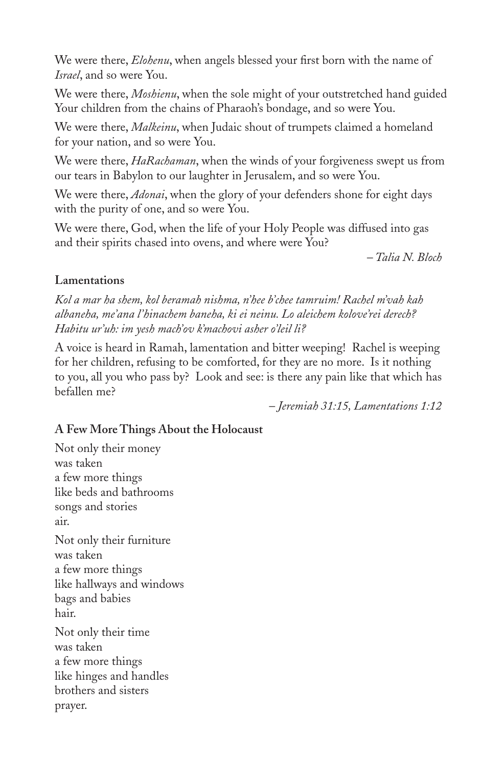We were there, *Elohenu*, when angels blessed your first born with the name of *Israel*, and so were You.

We were there, *Moshienu*, when the sole might of your outstretched hand guided Your children from the chains of Pharaoh's bondage, and so were You.

We were there, *Malkeinu*, when Judaic shout of trumpets claimed a homeland for your nation, and so were You.

We were there, *HaRachaman*, when the winds of your forgiveness swept us from our tears in Babylon to our laughter in Jerusalem, and so were You.

We were there, *Adonai*, when the glory of your defenders shone for eight days with the purity of one, and so were You.

We were there, God, when the life of your Holy People was diffused into gas and their spirits chased into ovens, and where were You?

*– Talia N. Bloch*

**Lamentations**

*Kol a mar ha shem, kol beramah nishma, n'hee b'chee tamruim! Rachel m'vah kah albaneha, me'ana l'hinachem baneha, ki ei neinu. Lo aleichem kolove'rei derech? Habitu ur'uh: im yesh mach'ov k'machovi asher o'leil li?*

A voice is heard in Ramah, lamentation and bitter weeping! Rachel is weeping for her children, refusing to be comforted, for they are no more. Is it nothing to you, all you who pass by? Look and see: is there any pain like that which has befallen me?

*– Jeremiah 31:15, Lamentations 1:12*

**A Few More Things About the Holocaust**

Not only their money  
was taken  
a few more things  
like beds and bathrooms  
songs and stories  
air.

Not only their furniture  
was taken  
a few more things  
like hallways and windows  
bags and babies  
hair.

Not only their time  
was taken  
a few more things  
like hinges and handles  
brothers and sisters  
prayer.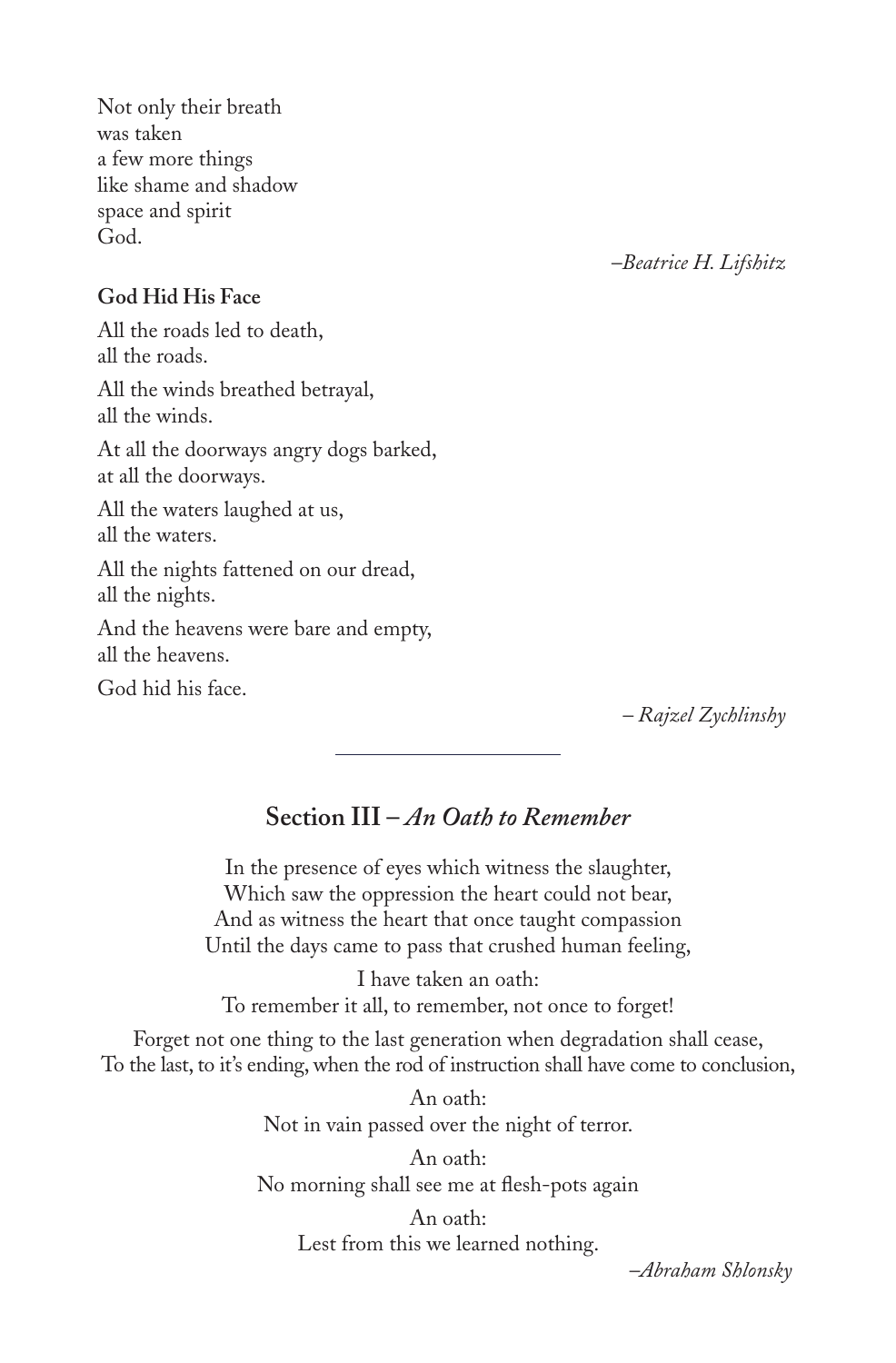Not only their breath  
was taken  
a few more things  
like shame and shadow  
space and spirit  
God.

*–Beatrice H. Lifshitz*

**God Hid His Face**

All the roads led to death,  
all the roads.

All the winds breathed betrayal,  
all the winds.

At all the doorways angry dogs barked,  
at all the doorways.

All the waters laughed at us,  
all the waters.

All the nights fattened on our dread,  
all the nights.

And the heavens were bare and empty,  
all the heavens.

God hid his face.

*– Rajzel Zychlinsky*

---

## Section III – *An Oath to Remember*

In the presence of eyes which witness the slaughter,  
Which saw the oppression the heart could not bear,  
And as witness the heart that once taught compassion  
Until the days came to pass that crushed human feeling,

I have taken an oath:  
To remember it all, to remember, not once to forget!

Forget not one thing to the last generation when degradation shall cease,  
To the last, to it's ending, when the rod of instruction shall have come to conclusion,

An oath:  
Not in vain passed over the night of terror.

An oath:  
No morning shall see me at flesh-pots again

An oath:  
Lest from this we learned nothing.

*–Abraham Shlonsky*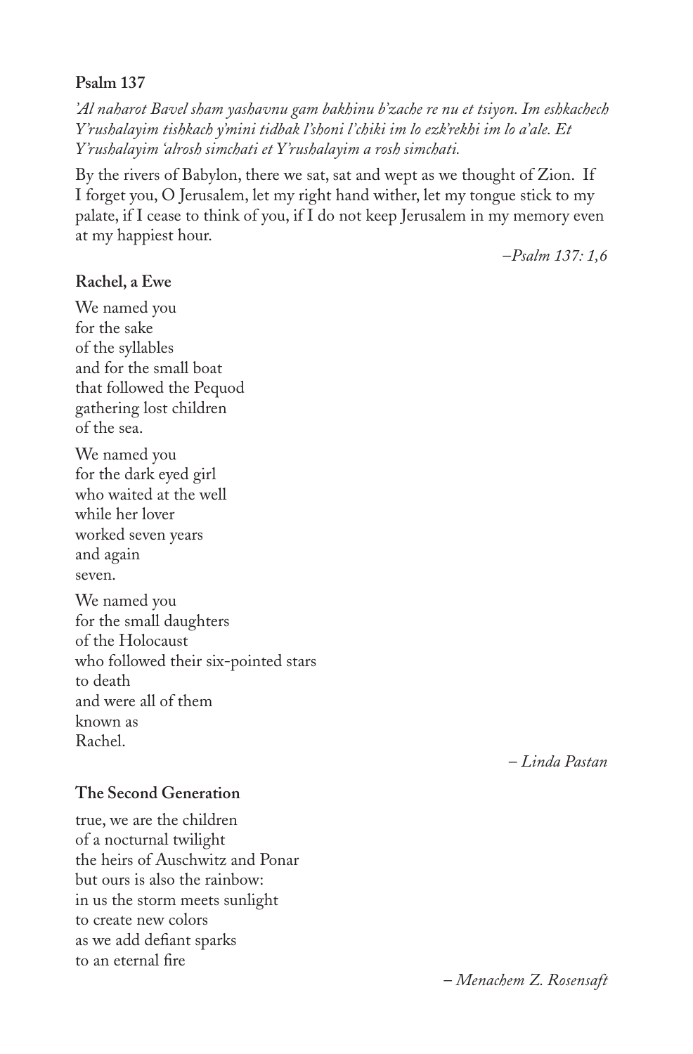**Psalm 137**

*'Al naharot Bavel sham yashavnu gam bakhinu b'zache re nu et tsiyon. Im eshkachech Y'rushalayim tishkach y'mini tidbak l'shoni l'chiki im lo ezk'rekhi im lo a'ale. Et Y'rushalayim 'alrosh simchati et Y'rushalayim a rosh simchati.*

By the rivers of Babylon, there we sat, sat and wept as we thought of Zion. If I forget you, O Jerusalem, let my right hand wither, let my tongue stick to my palate, if I cease to think of you, if I do not keep Jerusalem in my memory even at my happiest hour.

–*Psalm 137: 1,6*

**Rachel, a Ewe**

We named you
for the sake
of the syllables
and for the small boat
that followed the Pequod
gathering lost children
of the sea.

We named you
for the dark eyed girl
who waited at the well
while her lover
worked seven years
and again
seven.

We named you
for the small daughters
of the Holocaust
who followed their six-pointed stars
to death
and were all of them
known as
Rachel.

– *Linda Pastan*

**The Second Generation**

true, we are the children
of a nocturnal twilight
the heirs of Auschwitz and Ponar
but ours is also the rainbow:
in us the storm meets sunlight
to create new colors
as we add defiant sparks
to an eternal fire

– *Menachem Z. Rosensaft*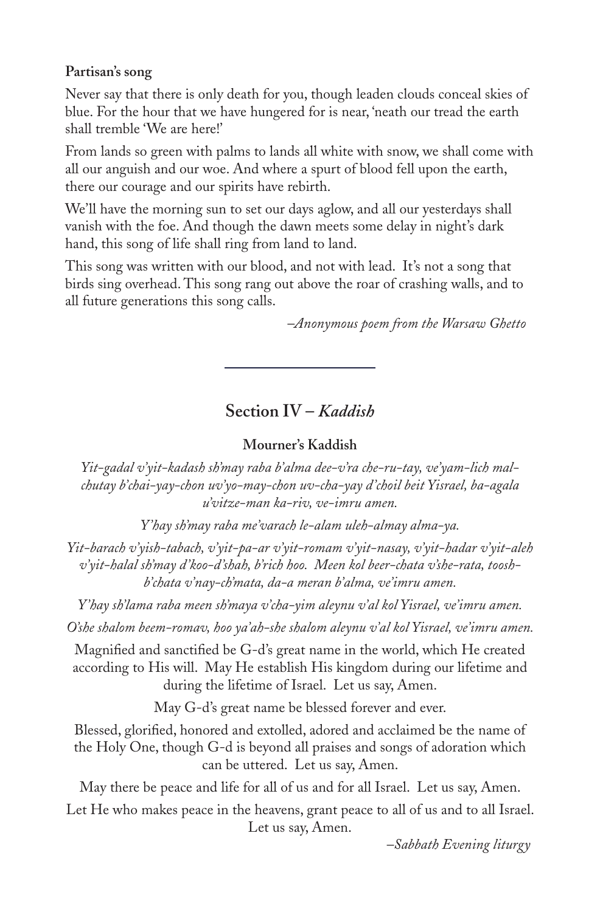**Partisan's song**

Never say that there is only death for you, though leaden clouds conceal skies of blue. For the hour that we have hungered for is near, 'neath our tread the earth shall tremble 'We are here!'

From lands so green with palms to lands all white with snow, we shall come with all our anguish and our woe. And where a spurt of blood fell upon the earth, there our courage and our spirits have rebirth.

We'll have the morning sun to set our days aglow, and all our yesterdays shall vanish with the foe. And though the dawn meets some delay in night's dark hand, this song of life shall ring from land to land.

This song was written with our blood, and not with lead. It's not a song that birds sing overhead. This song rang out above the roar of crashing walls, and to all future generations this song calls.

*–Anonymous poem from the Warsaw Ghetto*

---

## Section IV – *Kaddish*

### Mourner's Kaddish

*Yit-gadal v'yit-kadash sh'may raba b'alma dee-v'ra che-ru-tay, ve'yam-lich mal-chutay b'chai-yay-chon uv'yo-may-chon uv-cha-yay d'choil beit Yisrael, ba-agala u'vitze-man ka-riv, ve-imru amen.*

*Y'hay sh'may raba me'varach le-alam uleh-almay alma-ya.*

*Yit-barach v'yish-tabach, v'yit-pa-ar v'yit-romam v'yit-nasay, v'yit-hadar v'yit-aleh v'yit-halal sh'may d'koo-d'shah, b'rich hoo. Meen kol beer-chata v'she-rata, toosh-b'chata v'nay-ch'mata, da-a meran b'alma, ve'imru amen.*

*Y'hay sh'lama raba meen sh'maya v'cha-yim aleynu v'al kol Yisrael, ve'imru amen.*

*O'she shalom beem-romav, hoo ya'ah-she shalom aleynu v'al kol Yisrael, ve'imru amen.*

Magnified and sanctified be G-d's great name in the world, which He created according to His will. May He establish His kingdom during our lifetime and during the lifetime of Israel. Let us say, Amen.

May G-d's great name be blessed forever and ever.

Blessed, glorified, honored and extolled, adored and acclaimed be the name of the Holy One, though G-d is beyond all praises and songs of adoration which can be uttered. Let us say, Amen.

May there be peace and life for all of us and for all Israel. Let us say, Amen.

Let He who makes peace in the heavens, grant peace to all of us and to all Israel. Let us say, Amen.

*–Sabbath Evening liturgy*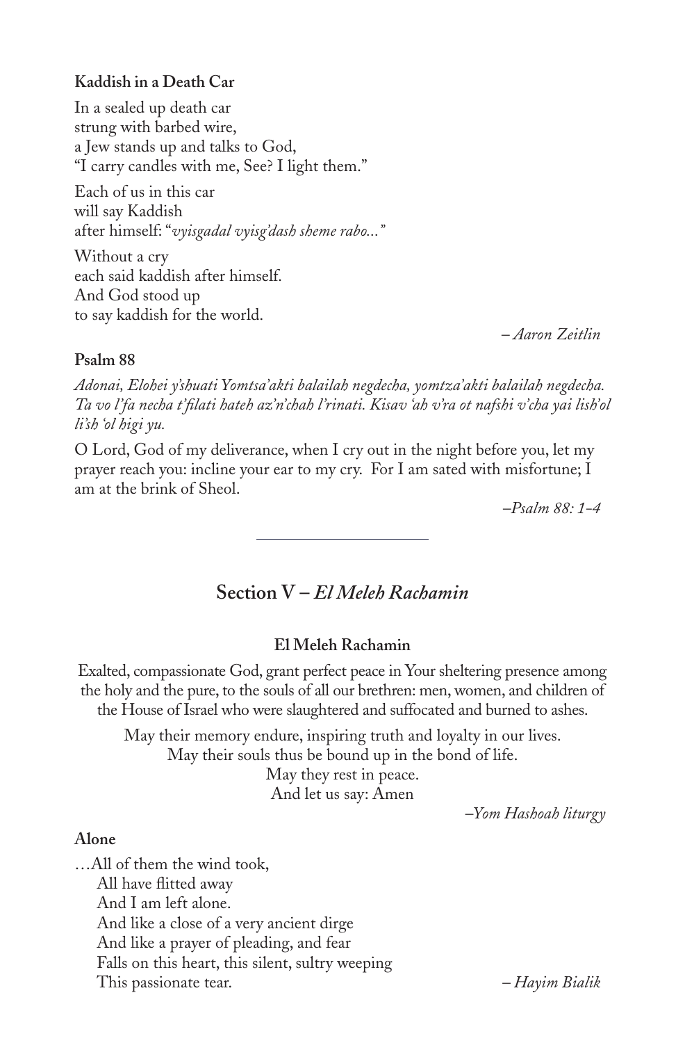**Kaddish in a Death Car**

In a sealed up death car
strung with barbed wire,
a Jew stands up and talks to God,
"I carry candles with me, See? I light them."

Each of us in this car
will say Kaddish
after himself: "*vyisgadal vyisg'dash sheme rabo...*"

Without a cry
each said kaddish after himself.
And God stood up
to say kaddish for the world.

– *Aaron Zeitlin*

**Psalm 88**

*Adonai, Elohei y'shuati Yomtsa'akti balailah negdecha, yomtza'akti balailah negdecha. Ta vo l'fa necha t'filati hateh az'n'chah l'rinati. Kisav 'ah v'ra ot nafshi v'cha yai lish'ol li'sh 'ol higi yu.*

O Lord, God of my deliverance, when I cry out in the night before you, let my prayer reach you: incline your ear to my cry. For I am sated with misfortune; I am at the brink of Sheol.

–*Psalm 88: 1-4*

---

## Section V – *El Meleh Rachamin*

**El Meleh Rachamin**

Exalted, compassionate God, grant perfect peace in Your sheltering presence among the holy and the pure, to the souls of all our brethren: men, women, and children of the House of Israel who were slaughtered and suffocated and burned to ashes.

May their memory endure, inspiring truth and loyalty in our lives.
May their souls thus be bound up in the bond of life.
May they rest in peace.
And let us say: Amen

–*Yom Hashoah liturgy*

**Alone**

…All of them the wind took,
All have flitted away
And I am left alone.
And like a close of a very ancient dirge
And like a prayer of pleading, and fear
Falls on this heart, this silent, sultry weeping
This passionate tear.

– *Hayim Bialik*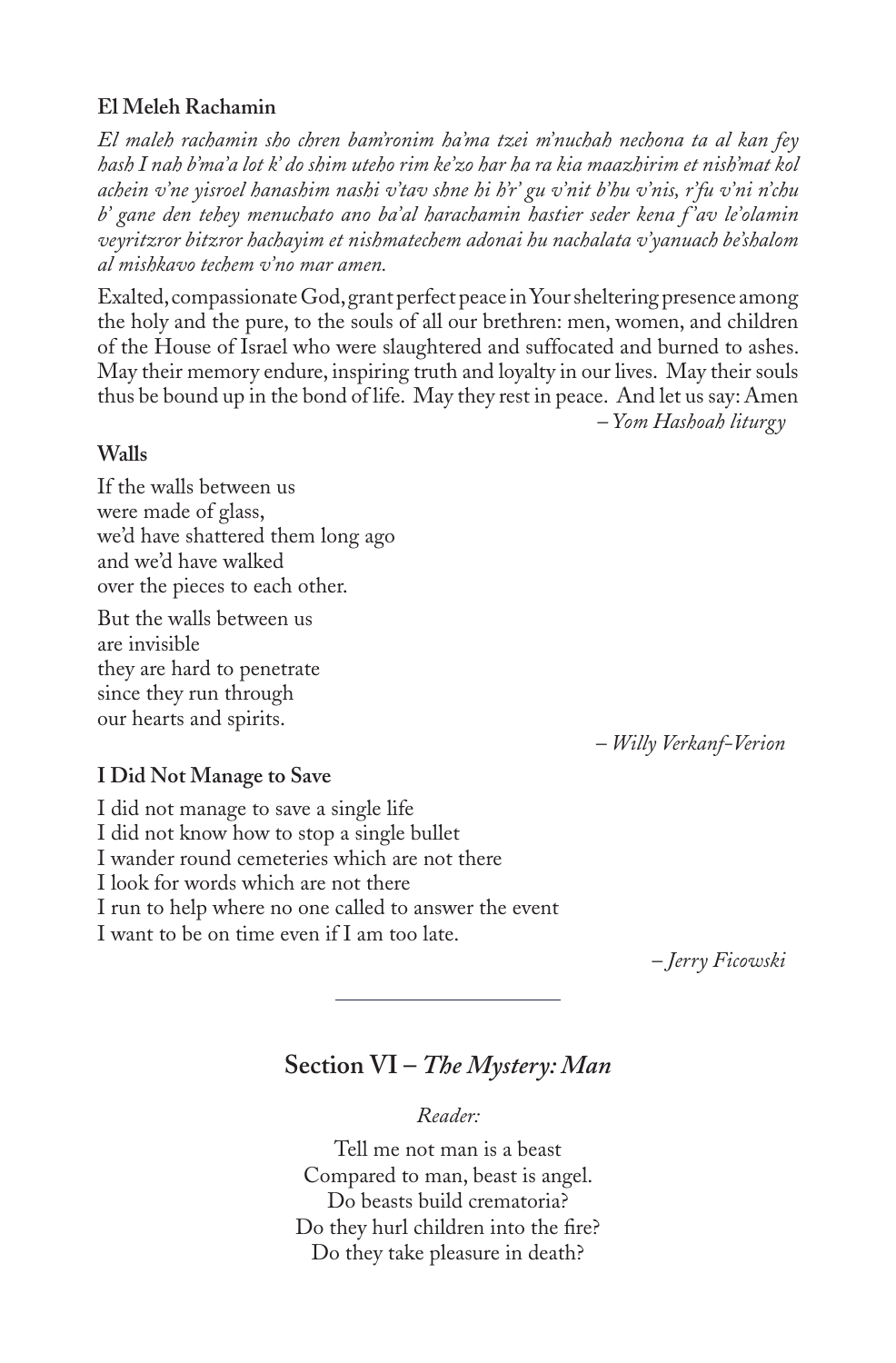**El Meleh Rachamin**

*El maleh rachamin sho chren bam'ronim ha'ma tzei m'nuchah nechona ta al kan fey hash I nah b'ma'a lot k' do shim uteho rim ke'zo har ha ra kia maazhirim et nish'mat kol achein v'ne yisroel hanashim nashi v'tav shne hi h'r' gu v'nit b'hu v'nis, r'fu v'ni n'chu b' gane den tehey menuchato ano ba'al harachamin hastier seder kena f'av le'olamin veyritzror bitzror hachayim et nishmatechem adonai hu nachalata v'yanuach be'shalom al mishkavo techem v'no mar amen.*

Exalted, compassionate God, grant perfect peace in Your sheltering presence among the holy and the pure, to the souls of all our brethren: men, women, and children of the House of Israel who were slaughtered and suffocated and burned to ashes. May their memory endure, inspiring truth and loyalty in our lives. May their souls thus be bound up in the bond of life. May they rest in peace. And let us say: Amen

*– Yom Hashoah liturgy*

**Walls**

If the walls between us
were made of glass,
we'd have shattered them long ago
and we'd have walked
over the pieces to each other.

But the walls between us
are invisible
they are hard to penetrate
since they run through
our hearts and spirits.

*– Willy Verkanf-Verion*

**I Did Not Manage to Save**

I did not manage to save a single life
I did not know how to stop a single bullet
I wander round cemeteries which are not there
I look for words which are not there
I run to help where no one called to answer the event
I want to be on time even if I am too late.

*– Jerry Ficowski*

---

## Section VI – *The Mystery: Man*

*Reader:*

Tell me not man is a beast
Compared to man, beast is angel.
Do beasts build crematoria?
Do they hurl children into the fire?
Do they take pleasure in death?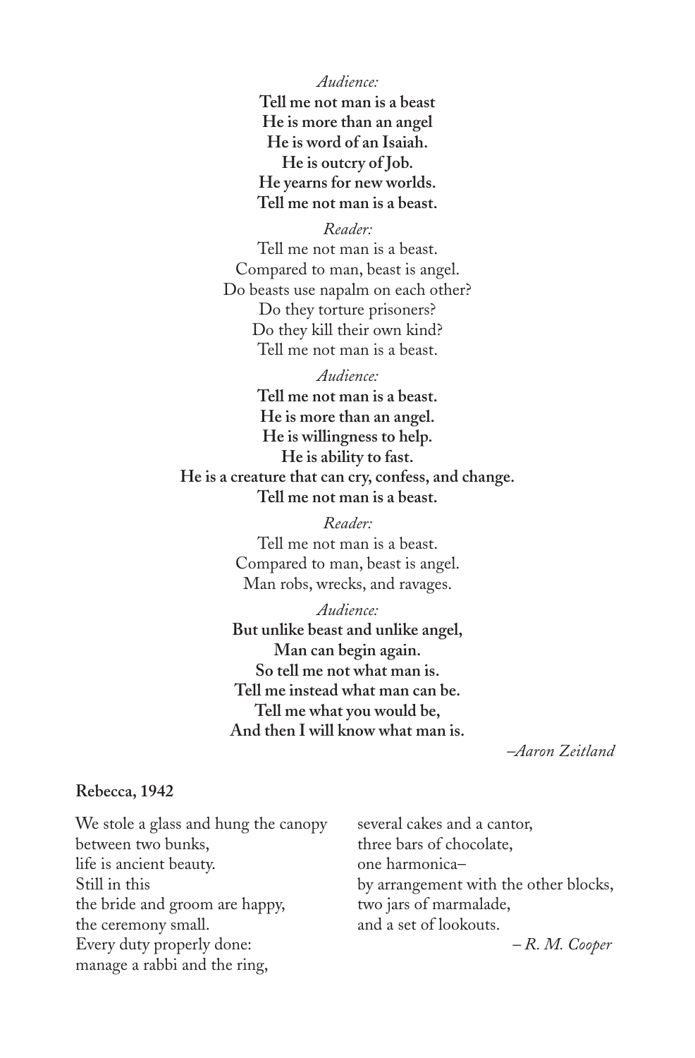*Audience:*

**Tell me not man is a beast**
**He is more than an angel**
**He is word of an Isaiah.**
**He is outcry of Job.**
**He yearns for new worlds.**
**Tell me not man is a beast.**

*Reader:*

Tell me not man is a beast.
Compared to man, beast is angel.
Do beasts use napalm on each other?
Do they torture prisoners?
Do they kill their own kind?
Tell me not man is a beast.

*Audience:*

**Tell me not man is a beast.**
**He is more than an angel.**
**He is willingness to help.**
**He is ability to fast.**
**He is a creature that can cry, confess, and change.**
**Tell me not man is a beast.**

*Reader:*

Tell me not man is a beast.
Compared to man, beast is angel.
Man robs, wrecks, and ravages.

*Audience:*

**But unlike beast and unlike angel,**
**Man can begin again.**
**So tell me not what man is.**
**Tell me instead what man can be.**
**Tell me what you would be,**
**And then I will know what man is.**

*–Aaron Zeitland*

**Rebecca, 1942**

We stole a glass and hung the canopy
between two bunks,
life is ancient beauty.
Still in this
the bride and groom are happy,
the ceremony small.
Every duty properly done:
manage a rabbi and the ring,
several cakes and a cantor,
three bars of chocolate,
one harmonica–
by arrangement with the other blocks,
two jars of marmalade,
and a set of lookouts.

*– R. M. Cooper*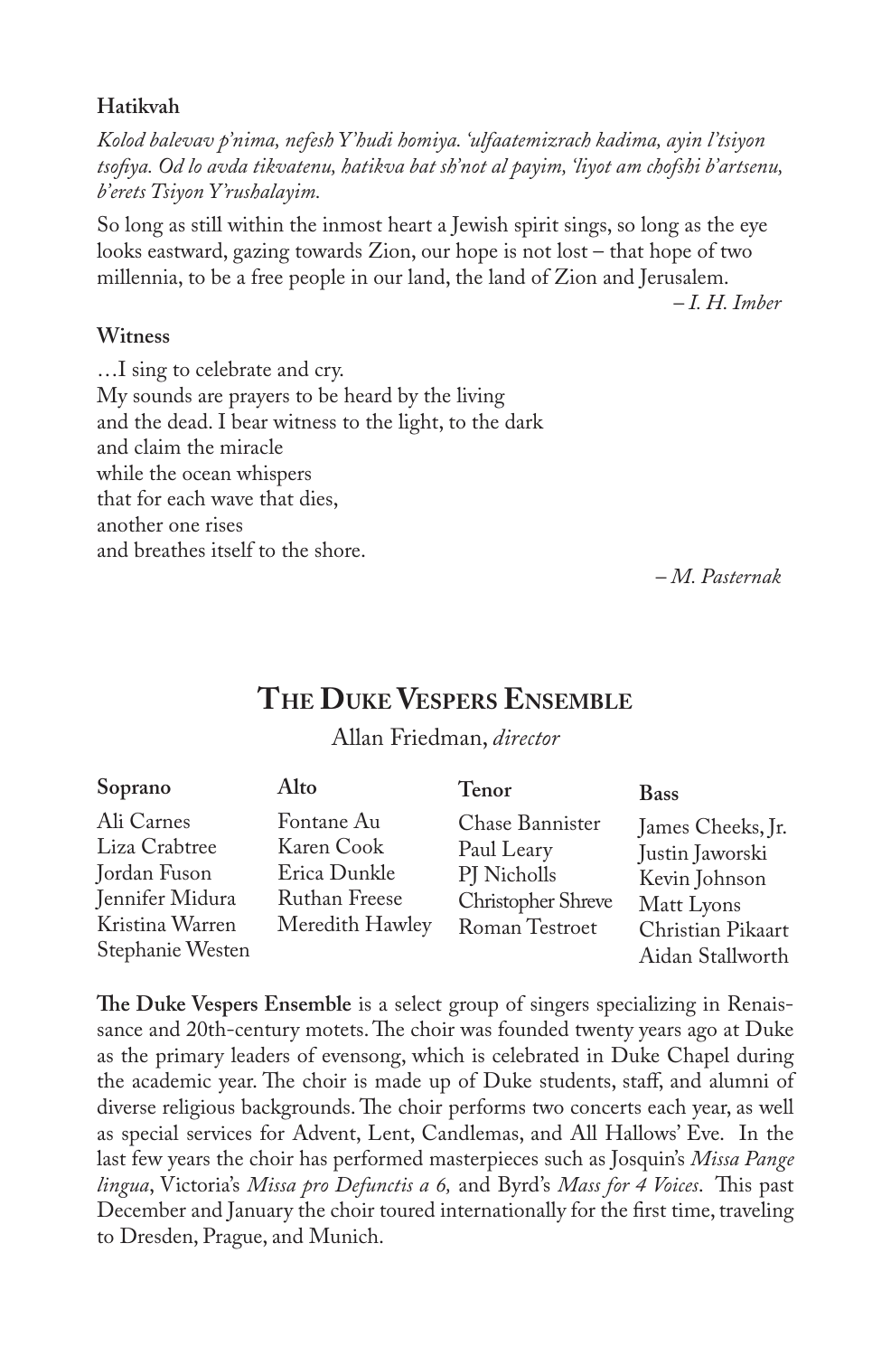**Hatikvah**

*Kolod balevav p'nima, nefesh Y'hudi homiya. 'ulfaatemizrach kadima, ayin l'tsiyon tsofiya. Od lo avda tikvatenu, hatikva bat sh'not al payim, 'liyot am chofshi b'artsenu, b'erets Tsiyon Y'rushalayim.*

So long as still within the inmost heart a Jewish spirit sings, so long as the eye looks eastward, gazing towards Zion, our hope is not lost – that hope of two millennia, to be a free people in our land, the land of Zion and Jerusalem.

*– I. H. Imber*

**Witness**

…I sing to celebrate and cry.
My sounds are prayers to be heard by the living
and the dead. I bear witness to the light, to the dark
and claim the miracle
while the ocean whispers
that for each wave that dies,
another one rises
and breathes itself to the shore.

*– M. Pasternak*

## The Duke Vespers Ensemble

Allan Friedman, *director*

| Soprano | Alto | Tenor | Bass |
|---|---|---|---|
| Ali Carnes | Fontane Au | Chase Bannister | James Cheeks, Jr. |
| Liza Crabtree | Karen Cook | Paul Leary | Justin Jaworski |
| Jordan Fuson | Erica Dunkle | PJ Nicholls | Kevin Johnson |
| Jennifer Midura | Ruthan Freese | Christopher Shreve | Matt Lyons |
| Kristina Warren | Meredith Hawley | Roman Testroet | Christian Pikaart |
| Stephanie Westen | | | Aidan Stallworth |

**The Duke Vespers Ensemble** is a select group of singers specializing in Renaissance and 20th-century motets. The choir was founded twenty years ago at Duke as the primary leaders of evensong, which is celebrated in Duke Chapel during the academic year. The choir is made up of Duke students, staff, and alumni of diverse religious backgrounds. The choir performs two concerts each year, as well as special services for Advent, Lent, Candlemas, and All Hallows' Eve. In the last few years the choir has performed masterpieces such as Josquin's *Missa Pange lingua*, Victoria's *Missa pro Defunctis a 6,* and Byrd's *Mass for 4 Voices*. This past December and January the choir toured internationally for the first time, traveling to Dresden, Prague, and Munich.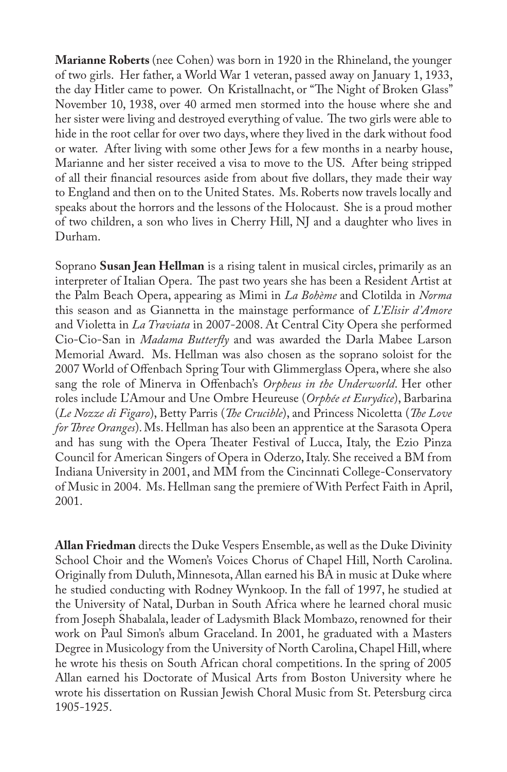**Marianne Roberts** (nee Cohen) was born in 1920 in the Rhineland, the younger of two girls. Her father, a World War 1 veteran, passed away on January 1, 1933, the day Hitler came to power. On Kristallnacht, or "The Night of Broken Glass" November 10, 1938, over 40 armed men stormed into the house where she and her sister were living and destroyed everything of value. The two girls were able to hide in the root cellar for over two days, where they lived in the dark without food or water. After living with some other Jews for a few months in a nearby house, Marianne and her sister received a visa to move to the US. After being stripped of all their financial resources aside from about five dollars, they made their way to England and then on to the United States. Ms. Roberts now travels locally and speaks about the horrors and the lessons of the Holocaust. She is a proud mother of two children, a son who lives in Cherry Hill, NJ and a daughter who lives in Durham.

Soprano **Susan Jean Hellman** is a rising talent in musical circles, primarily as an interpreter of Italian Opera. The past two years she has been a Resident Artist at the Palm Beach Opera, appearing as Mimi in *La Bohème* and Clotilda in *Norma* this season and as Giannetta in the mainstage performance of *L'Elisir d'Amore* and Violetta in *La Traviata* in 2007-2008. At Central City Opera she performed Cio-Cio-San in *Madama Butterfly* and was awarded the Darla Mabee Larson Memorial Award. Ms. Hellman was also chosen as the soprano soloist for the 2007 World of Offenbach Spring Tour with Glimmerglass Opera, where she also sang the role of Minerva in Offenbach's *Orpheus in the Underworld*. Her other roles include L'Amour and Une Ombre Heureuse (*Orphée et Eurydice*), Barbarina (*Le Nozze di Figaro*), Betty Parris (*The Crucible*), and Princess Nicoletta (*The Love for Three Oranges*). Ms. Hellman has also been an apprentice at the Sarasota Opera and has sung with the Opera Theater Festival of Lucca, Italy, the Ezio Pinza Council for American Singers of Opera in Oderzo, Italy. She received a BM from Indiana University in 2001, and MM from the Cincinnati College-Conservatory of Music in 2004. Ms. Hellman sang the premiere of With Perfect Faith in April, 2001.

**Allan Friedman** directs the Duke Vespers Ensemble, as well as the Duke Divinity School Choir and the Women's Voices Chorus of Chapel Hill, North Carolina. Originally from Duluth, Minnesota, Allan earned his BA in music at Duke where he studied conducting with Rodney Wynkoop. In the fall of 1997, he studied at the University of Natal, Durban in South Africa where he learned choral music from Joseph Shabalala, leader of Ladysmith Black Mombazo, renowned for their work on Paul Simon's album Graceland. In 2001, he graduated with a Masters Degree in Musicology from the University of North Carolina, Chapel Hill, where he wrote his thesis on South African choral competitions. In the spring of 2005 Allan earned his Doctorate of Musical Arts from Boston University where he wrote his dissertation on Russian Jewish Choral Music from St. Petersburg circa 1905-1925.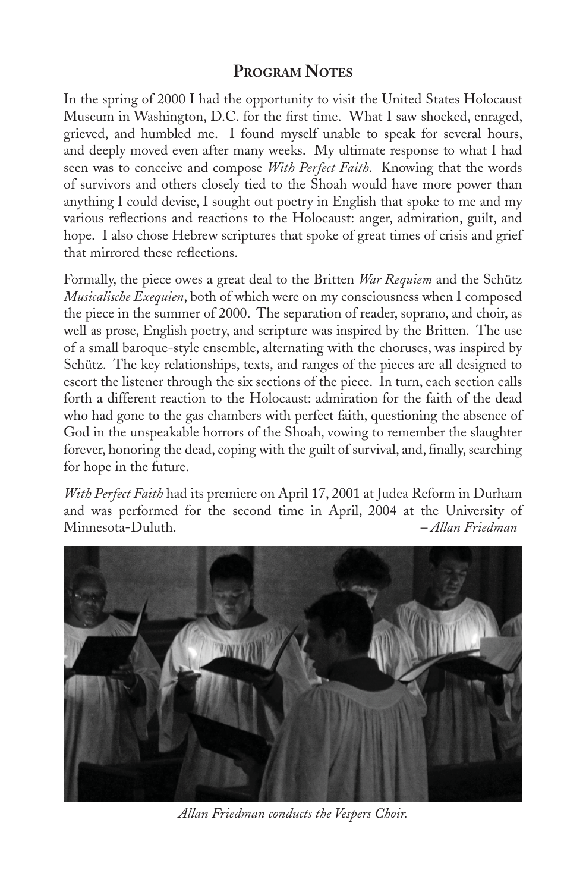## Program Notes

In the spring of 2000 I had the opportunity to visit the United States Holocaust Museum in Washington, D.C. for the first time. What I saw shocked, enraged, grieved, and humbled me. I found myself unable to speak for several hours, and deeply moved even after many weeks. My ultimate response to what I had seen was to conceive and compose *With Perfect Faith*. Knowing that the words of survivors and others closely tied to the Shoah would have more power than anything I could devise, I sought out poetry in English that spoke to me and my various reflections and reactions to the Holocaust: anger, admiration, guilt, and hope. I also chose Hebrew scriptures that spoke of great times of crisis and grief that mirrored these reflections.

Formally, the piece owes a great deal to the Britten *War Requiem* and the Schütz *Musicalische Exequien*, both of which were on my consciousness when I composed the piece in the summer of 2000. The separation of reader, soprano, and choir, as well as prose, English poetry, and scripture was inspired by the Britten. The use of a small baroque-style ensemble, alternating with the choruses, was inspired by Schütz. The key relationships, texts, and ranges of the pieces are all designed to escort the listener through the six sections of the piece. In turn, each section calls forth a different reaction to the Holocaust: admiration for the faith of the dead who had gone to the gas chambers with perfect faith, questioning the absence of God in the unspeakable horrors of the Shoah, vowing to remember the slaughter forever, honoring the dead, coping with the guilt of survival, and, finally, searching for hope in the future.

*With Perfect Faith* had its premiere on April 17, 2001 at Judea Reform in Durham and was performed for the second time in April, 2004 at the University of Minnesota-Duluth.

*– Allan Friedman*

*Allan Friedman conducts the Vespers Choir.*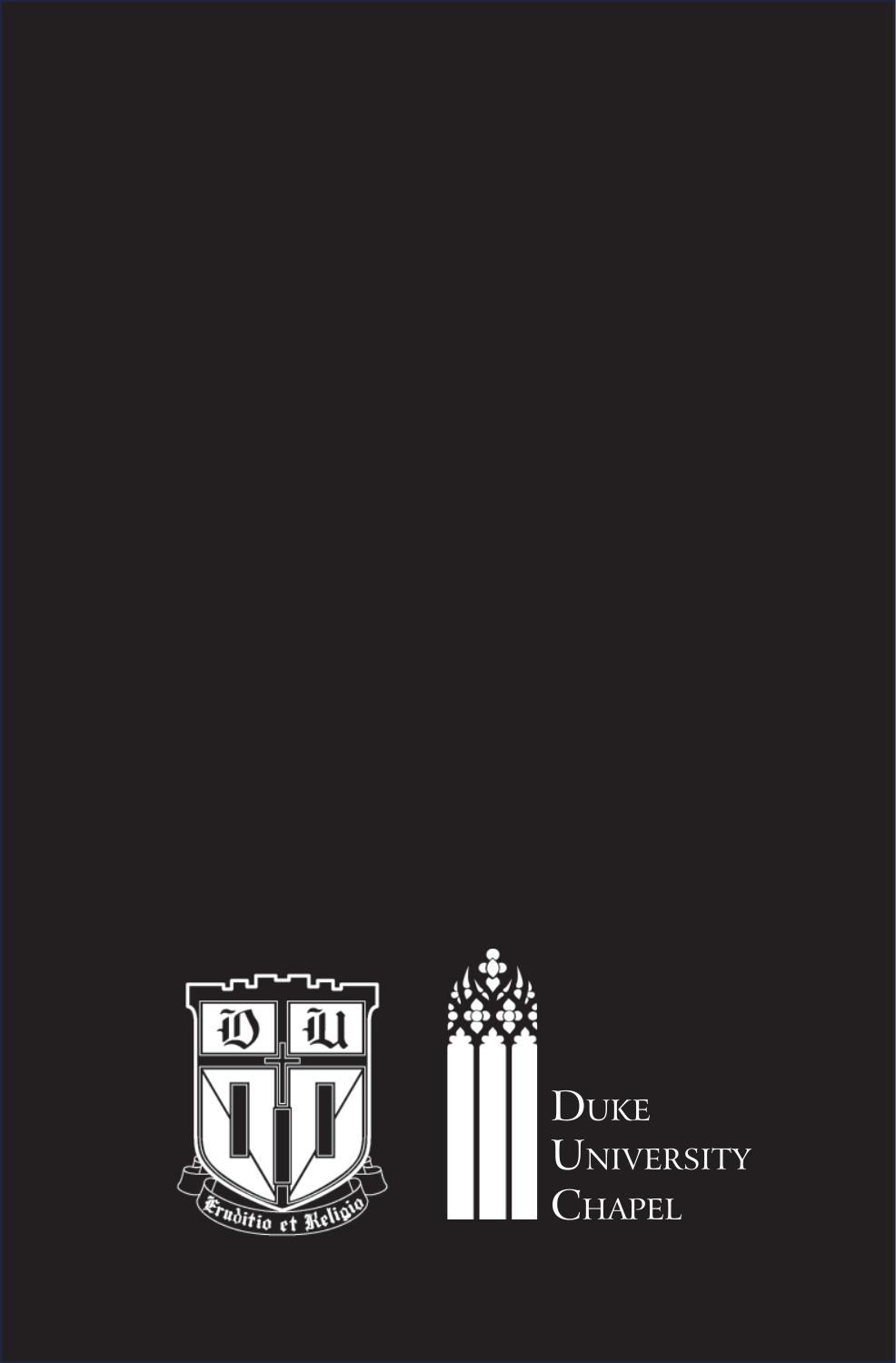Eruditio et Religio

Duke University Chapel